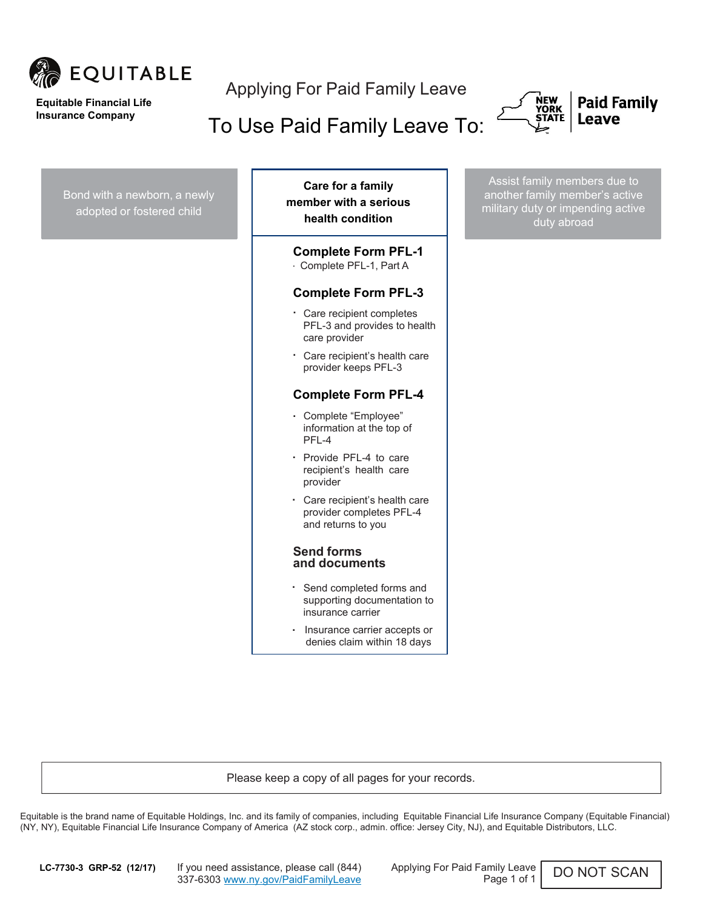**Equitable Financial Life Insurance Company**

# Applying For Paid Family Leave

## To Use Paid Family Leave To:

New York State Paid Family Leave

Bond with a newborn, a newly adopted or fostered child

**Care for a family member with a serious health condition**

Assist family members due to another family member's active military duty or impending active duty abroad

### Complete Form PFL-1

- Complete PFL-1, Part A

### Complete Form PFL-3

- Care recipient completes PFL-3 and provides to health care provider
- Care recipient's health care provider keeps PFL-3

### Complete Form PFL-4

- Complete "Employee" information at the top of PFL-4
- Provide PFL-4 to care recipient's health care provider
- Care recipient's health care provider completes PFL-4 and returns to you

### Send forms and documents

- Send completed forms and supporting documentation to insurance carrier
- Insurance carrier accepts or denies claim within 18 days

Please keep a copy of all pages for your records.

Equitable is the brand name of Equitable Holdings, Inc. and its family of companies, including Equitable Financial Life Insurance Company (Equitable Financial) (NY, NY), Equitable Financial Life Insurance Company of America (AZ stock corp., admin. office: Jersey City, NJ), and Equitable Distributors, LLC.

LC-7730-3 GRP-52 (12/17)

If you need assistance, please call (844) 337-6303 www.ny.gov/PaidFamilyLeave

DO NOT SCAN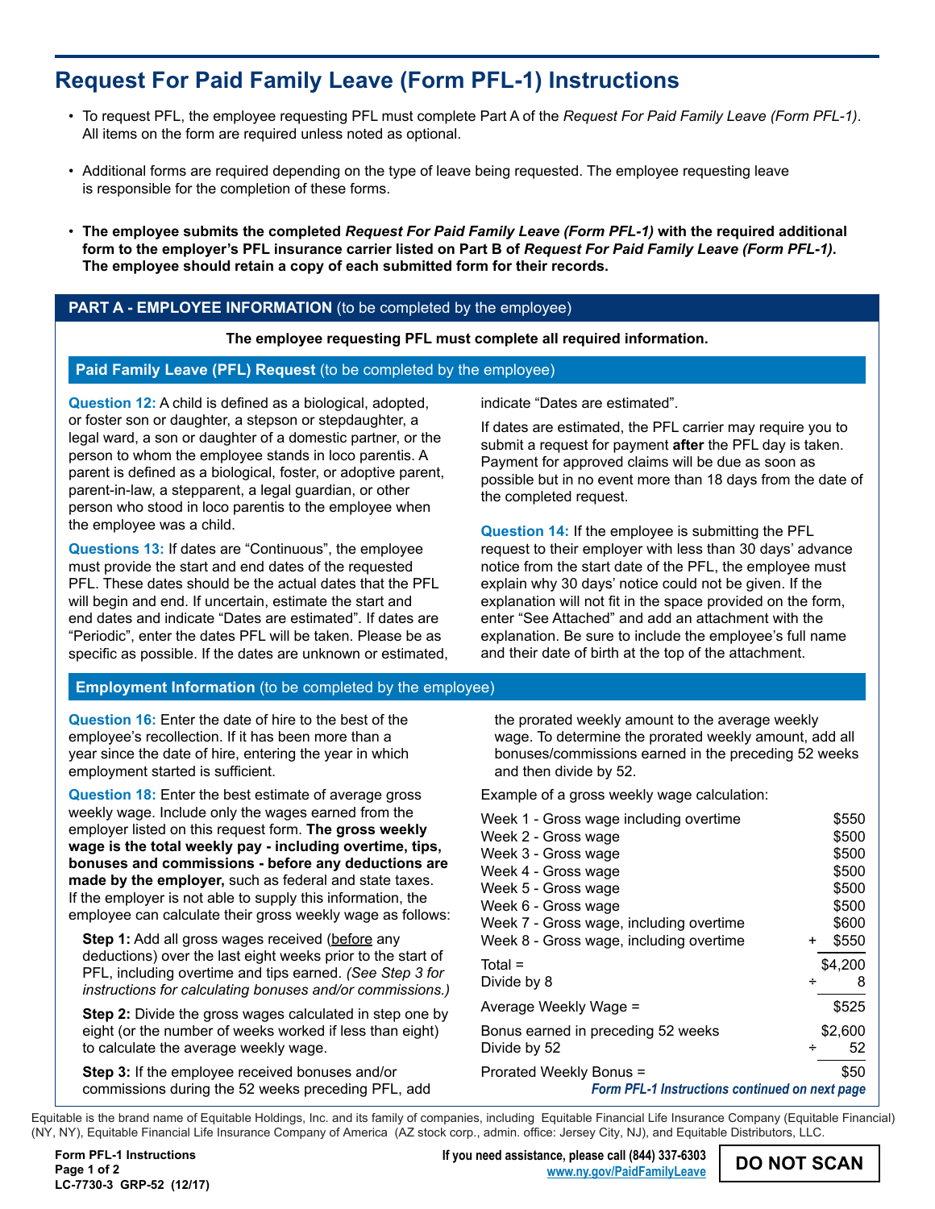# Request For Paid Family Leave (Form PFL-1) Instructions

- To request PFL, the employee requesting PFL must complete Part A of the *Request For Paid Family Leave (Form PFL-1)*. All items on the form are required unless noted as optional.
- Additional forms are required depending on the type of leave being requested. The employee requesting leave is responsible for the completion of these forms.
- **The employee submits the completed *Request For Paid Family Leave (Form PFL-1)* with the required additional form to the employer's PFL insurance carrier listed on Part B of *Request For Paid Family Leave (Form PFL-1)*. The employee should retain a copy of each submitted form for their records.**

## PART A - EMPLOYEE INFORMATION (to be completed by the employee)

**The employee requesting PFL must complete all required information.**

### Paid Family Leave (PFL) Request (to be completed by the employee)

**Question 12:** A child is defined as a biological, adopted, or foster son or daughter, a stepson or stepdaughter, a legal ward, a son or daughter of a domestic partner, or the person to whom the employee stands in loco parentis. A parent is defined as a biological, foster, or adoptive parent, parent-in-law, a stepparent, a legal guardian, or other person who stood in loco parentis to the employee when the employee was a child.

**Questions 13:** If dates are "Continuous", the employee must provide the start and end dates of the requested PFL. These dates should be the actual dates that the PFL will begin and end. If uncertain, estimate the start and end dates and indicate "Dates are estimated". If dates are "Periodic", enter the dates PFL will be taken. Please be as specific as possible. If the dates are unknown or estimated, indicate "Dates are estimated".

If dates are estimated, the PFL carrier may require you to submit a request for payment **after** the PFL day is taken. Payment for approved claims will be due as soon as possible but in no event more than 18 days from the date of the completed request.

**Question 14:** If the employee is submitting the PFL request to their employer with less than 30 days' advance notice from the start date of the PFL, the employee must explain why 30 days' notice could not be given. If the explanation will not fit in the space provided on the form, enter "See Attached" and add an attachment with the explanation. Be sure to include the employee's full name and their date of birth at the top of the attachment.

### Employment Information (to be completed by the employee)

**Question 16:** Enter the date of hire to the best of the employee's recollection. If it has been more than a year since the date of hire, entering the year in which employment started is sufficient.

**Question 18:** Enter the best estimate of average gross weekly wage. Include only the wages earned from the employer listed on this request form. **The gross weekly wage is the total weekly pay - including overtime, tips, bonuses and commissions - before any deductions are made by the employer,** such as federal and state taxes. If the employer is not able to supply this information, the employee can calculate their gross weekly wage as follows:

**Step 1:** Add all gross wages received (before any deductions) over the last eight weeks prior to the start of PFL, including overtime and tips earned. *(See Step 3 for instructions for calculating bonuses and/or commissions.)*

**Step 2:** Divide the gross wages calculated in step one by eight (or the number of weeks worked if less than eight) to calculate the average weekly wage.

**Step 3:** If the employee received bonuses and/or commissions during the 52 weeks preceding PFL, add the prorated weekly amount to the average weekly wage. To determine the prorated weekly amount, add all bonuses/commissions earned in the preceding 52 weeks and then divide by 52.

Example of a gross weekly wage calculation:

| | |
|---|---|
| Week 1 - Gross wage including overtime | $550 |
| Week 2 - Gross wage | $500 |
| Week 3 - Gross wage | $500 |
| Week 4 - Gross wage | $500 |
| Week 5 - Gross wage | $500 |
| Week 6 - Gross wage | $500 |
| Week 7 - Gross wage, including overtime | $600 |
| Week 8 - Gross wage, including overtime | + $550 |
| Total = | $4,200 |
| Divide by 8 | ÷ 8 |
| Average Weekly Wage = | $525 |
| Bonus earned in preceding 52 weeks | $2,600 |
| Divide by 52 | ÷ 52 |
| Prorated Weekly Bonus = | $50 |

*Form PFL-1 Instructions continued on next page*

Equitable is the brand name of Equitable Holdings, Inc. and its family of companies, including Equitable Financial Life Insurance Company (Equitable Financial) (NY, NY), Equitable Financial Life Insurance Company of America (AZ stock corp., admin. office: Jersey City, NJ), and Equitable Distributors, LLC.

Form PFL-1 Instructions
LC-7730-3 GRP-52 (12/17)

If you need assistance, please call (844) 337-6303
www.ny.gov/PaidFamilyLeave

DO NOT SCAN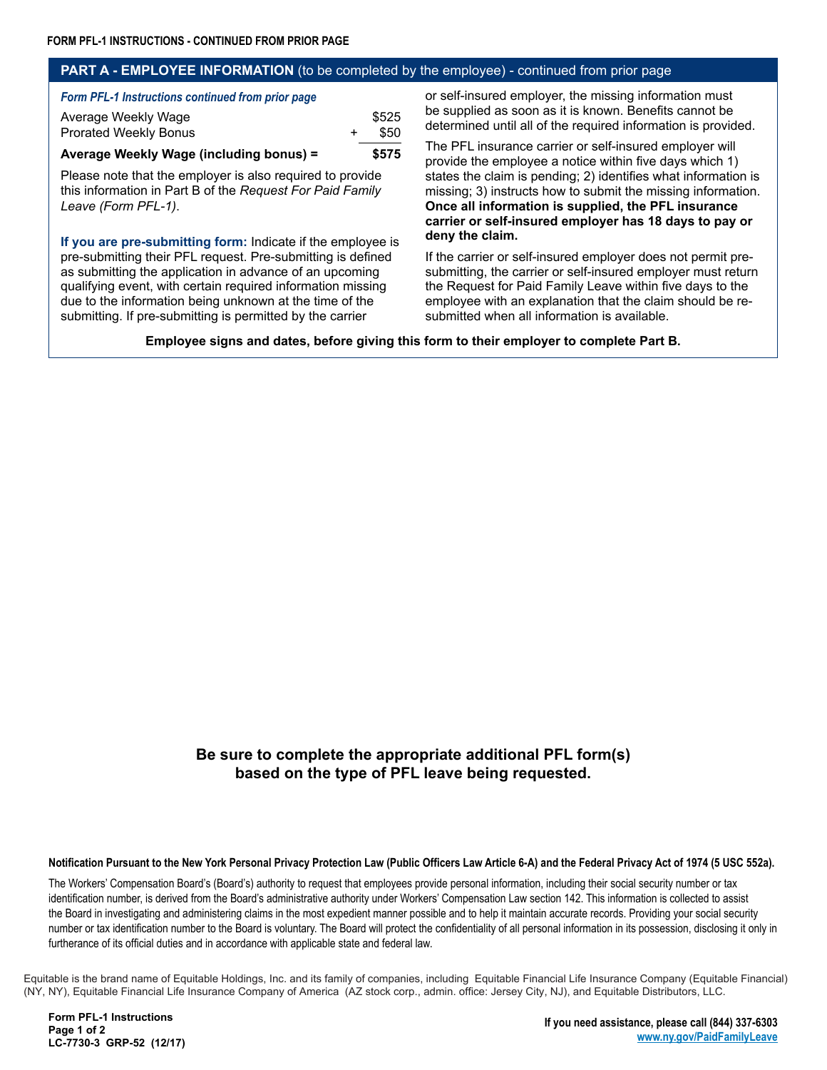FORM PFL-1 INSTRUCTIONS - CONTINUED FROM PRIOR PAGE

## PART A - EMPLOYEE INFORMATION (to be completed by the employee) - continued from prior page

*Form PFL-1 Instructions continued from prior page*

| | |
|---|---|
| Average Weekly Wage | $525 |
| Prorated Weekly Bonus | + $50 |
| **Average Weekly Wage (including bonus) =** | **$575** |

Please note that the employer is also required to provide this information in Part B of the *Request For Paid Family Leave (Form PFL-1)*.

**If you are pre-submitting form:** Indicate if the employee is pre-submitting their PFL request. Pre-submitting is defined as submitting the application in advance of an upcoming qualifying event, with certain required information missing due to the information being unknown at the time of the submitting. If pre-submitting is permitted by the carrier or self-insured employer, the missing information must be supplied as soon as it is known. Benefits cannot be determined until all of the required information is provided.

The PFL insurance carrier or self-insured employer will provide the employee a notice within five days which 1) states the claim is pending; 2) identifies what information is missing; 3) instructs how to submit the missing information. **Once all information is supplied, the PFL insurance carrier or self-insured employer has 18 days to pay or deny the claim.**

If the carrier or self-insured employer does not permit pre-submitting, the carrier or self-insured employer must return the Request for Paid Family Leave within five days to the employee with an explanation that the claim should be re-submitted when all information is available.

**Employee signs and dates, before giving this form to their employer to complete Part B.**

**Be sure to complete the appropriate additional PFL form(s) based on the type of PFL leave being requested.**

**Notification Pursuant to the New York Personal Privacy Protection Law (Public Officers Law Article 6-A) and the Federal Privacy Act of 1974 (5 USC 552a).**

The Workers' Compensation Board's (Board's) authority to request that employees provide personal information, including their social security number or tax identification number, is derived from the Board's administrative authority under Workers' Compensation Law section 142. This information is collected to assist the Board in investigating and administering claims in the most expedient manner possible and to help it maintain accurate records. Providing your social security number or tax identification number to the Board is voluntary. The Board will protect the confidentiality of all personal information in its possession, disclosing it only in furtherance of its official duties and in accordance with applicable state and federal law.

Equitable is the brand name of Equitable Holdings, Inc. and its family of companies, including Equitable Financial Life Insurance Company (Equitable Financial) (NY, NY), Equitable Financial Life Insurance Company of America (AZ stock corp., admin. office: Jersey City, NJ), and Equitable Distributors, LLC.

Form PFL-1 Instructions
LC-7730-3 GRP-52 (12/17)

If you need assistance, please call (844) 337-6303
www.ny.gov/PaidFamilyLeave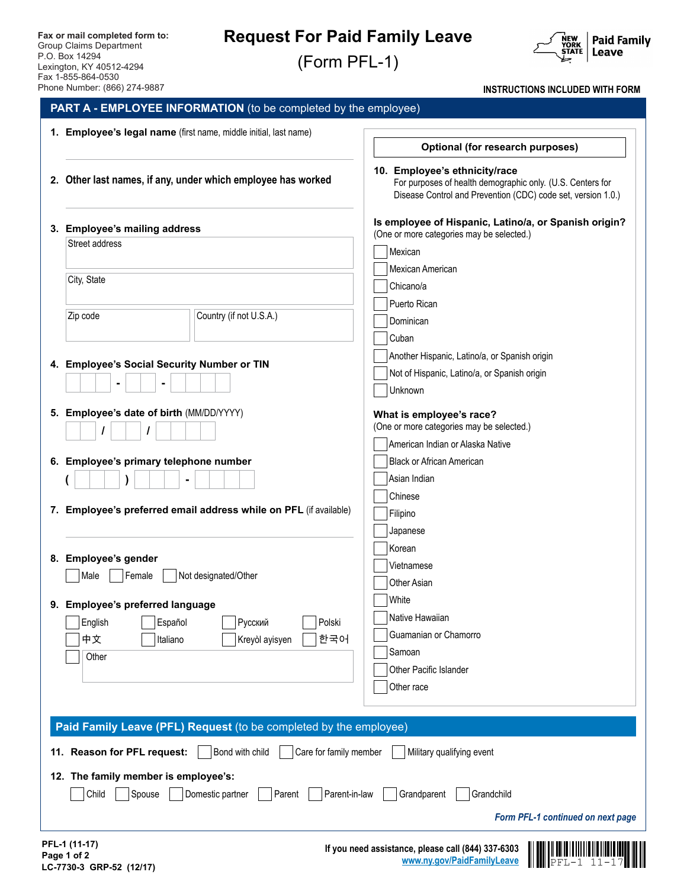Fax or mail completed form to:
Group Claims Department
P.O. Box 14294
Lexington, KY 40512-4294
Fax 1-855-864-0530
Phone Number: (866) 274-9887

# Request For Paid Family Leave
## (Form PFL-1)

NEW YORK STATE | Paid Family Leave

**INSTRUCTIONS INCLUDED WITH FORM**

## PART A - EMPLOYEE INFORMATION (to be completed by the employee)

1. **Employee's legal name** (first name, middle initial, last name)

2. **Other last names, if any, under which employee has worked**

3. **Employee's mailing address**
   - Street address
   - City, State
   - Zip code
   - Country (if not U.S.A.)

4. **Employee's Social Security Number or TIN**
   ☐☐☐ - ☐☐ - ☐☐☐☐

5. **Employee's date of birth** (MM/DD/YYYY)
   ☐☐ / ☐☐ / ☐☐☐☐

6. **Employee's primary telephone number**
   ( ☐☐☐ ) ☐☐☐ - ☐☐☐☐

7. **Employee's preferred email address while on PFL** (if available)

8. **Employee's gender**
   ☐ Male ☐ Female ☐ Not designated/Other

9. **Employee's preferred language**
   ☐ English ☐ Español ☐ Русский ☐ Polski
   ☐ 中文 ☐ Italiano ☐ Kreyòl ayisyen ☐ 한국어
   ☐ Other

**Optional (for research purposes)**

10. **Employee's ethnicity/race**
    For purposes of health demographic only. (U.S. Centers for Disease Control and Prevention (CDC) code set, version 1.0.)

**Is employee of Hispanic, Latino/a, or Spanish origin?**
(One or more categories may be selected.)

- ☐ Mexican
- ☐ Mexican American
- ☐ Chicano/a
- ☐ Puerto Rican
- ☐ Dominican
- ☐ Cuban
- ☐ Another Hispanic, Latino/a, or Spanish origin
- ☐ Not of Hispanic, Latino/a, or Spanish origin
- ☐ Unknown

**What is employee's race?**
(One or more categories may be selected.)

- ☐ American Indian or Alaska Native
- ☐ Black or African American
- ☐ Asian Indian
- ☐ Chinese
- ☐ Filipino
- ☐ Japanese
- ☐ Korean
- ☐ Vietnamese
- ☐ Other Asian
- ☐ White
- ☐ Native Hawaiian
- ☐ Guamanian or Chamorro
- ☐ Samoan
- ☐ Other Pacific Islander
- ☐ Other race

## Paid Family Leave (PFL) Request (to be completed by the employee)

11. **Reason for PFL request:** ☐ Bond with child ☐ Care for family member ☐ Military qualifying event

12. **The family member is employee's:**
    ☐ Child ☐ Spouse ☐ Domestic partner ☐ Parent ☐ Parent-in-law ☐ Grandparent ☐ Grandchild

*Form PFL-1 continued on next page*

PFL-1 (11-17)
Page 1 of 2
LC-7730-3 GRP-52 (12/17)

If you need assistance, please call (844) 337-6303
www.ny.gov/PaidFamilyLeave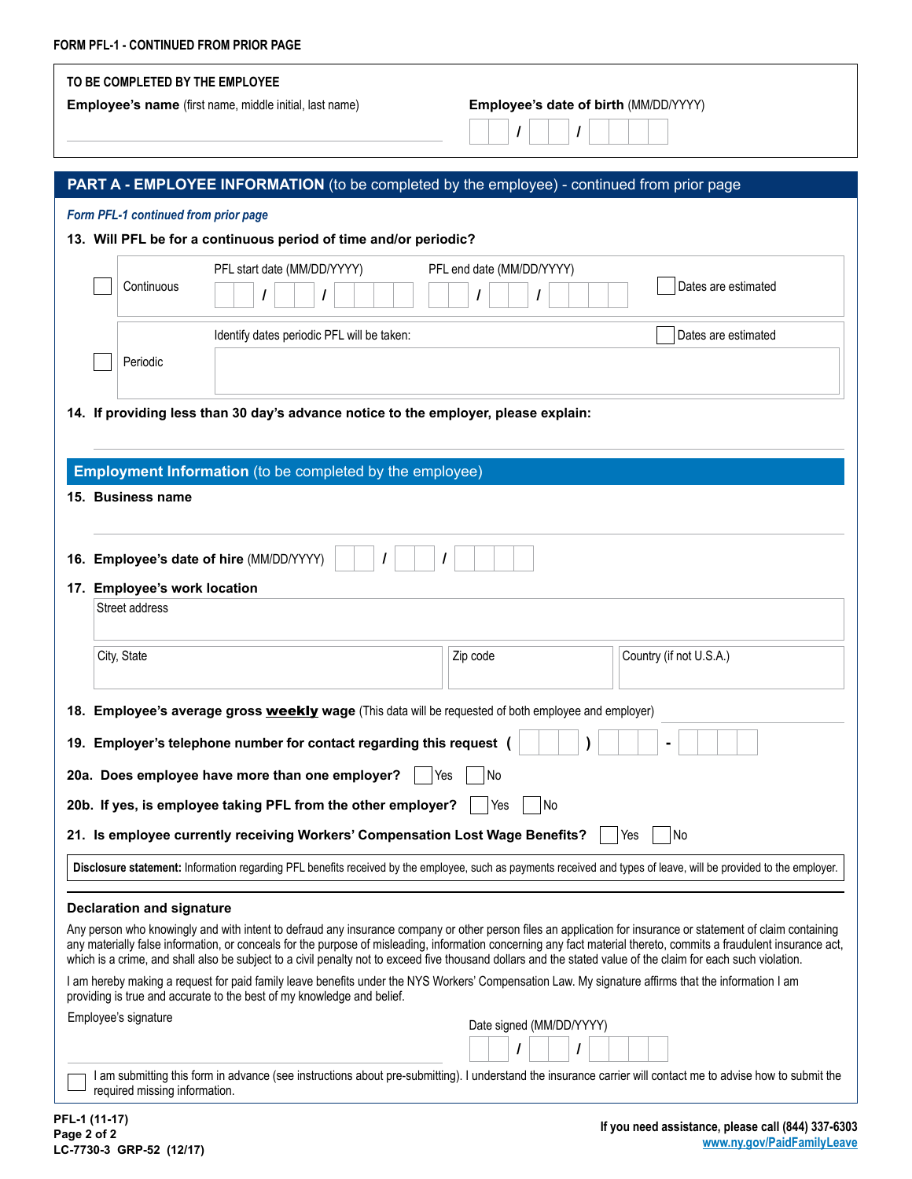FORM PFL-1 - CONTINUED FROM PRIOR PAGE

**TO BE COMPLETED BY THE EMPLOYEE**

**Employee's name** (first name, middle initial, last name)

**Employee's date of birth** (MM/DD/YYYY) ___ / ___ / ______

## PART A - EMPLOYEE INFORMATION (to be completed by the employee) - continued from prior page

*Form PFL-1 continued from prior page*

**13. Will PFL be for a continuous period of time and/or periodic?**

☐ Continuous — PFL start date (MM/DD/YYYY) ___ / ___ / ______ PFL end date (MM/DD/YYYY) ___ / ___ / ______ ☐ Dates are estimated

☐ Periodic — Identify dates periodic PFL will be taken: ☐ Dates are estimated

**14. If providing less than 30 day's advance notice to the employer, please explain:**

### Employment Information (to be completed by the employee)

**15. Business name**

**16. Employee's date of hire** (MM/DD/YYYY) ___ / ___ / ______

**17. Employee's work location**

Street address

City, State | Zip code | Country (if not U.S.A.)

**18. Employee's average gross weekly wage** (This data will be requested of both employee and employer)

**19. Employer's telephone number for contact regarding this request** ( ___ ) ___ - ____

**20a. Does employee have more than one employer?** ☐ Yes ☐ No

**20b. If yes, is employee taking PFL from the other employer?** ☐ Yes ☐ No

**21. Is employee currently receiving Workers' Compensation Lost Wage Benefits?** ☐ Yes ☐ No

**Disclosure statement:** Information regarding PFL benefits received by the employee, such as payments received and types of leave, will be provided to the employer.

### Declaration and signature

Any person who knowingly and with intent to defraud any insurance company or other person files an application for insurance or statement of claim containing any materially false information, or conceals for the purpose of misleading, information concerning any fact material thereto, commits a fraudulent insurance act, which is a crime, and shall also be subject to a civil penalty not to exceed five thousand dollars and the stated value of the claim for each such violation.

I am hereby making a request for paid family leave benefits under the NYS Workers' Compensation Law. My signature affirms that the information I am providing is true and accurate to the best of my knowledge and belief.

Employee's signature

Date signed (MM/DD/YYYY) ___ / ___ / ______

☐ I am submitting this form in advance (see instructions about pre-submitting). I understand the insurance carrier will contact me to advise how to submit the required missing information.

PFL-1 (11-17)
LC-7730-3 GRP-52 (12/17)

If you need assistance, please call (844) 337-6303
www.ny.gov/PaidFamilyLeave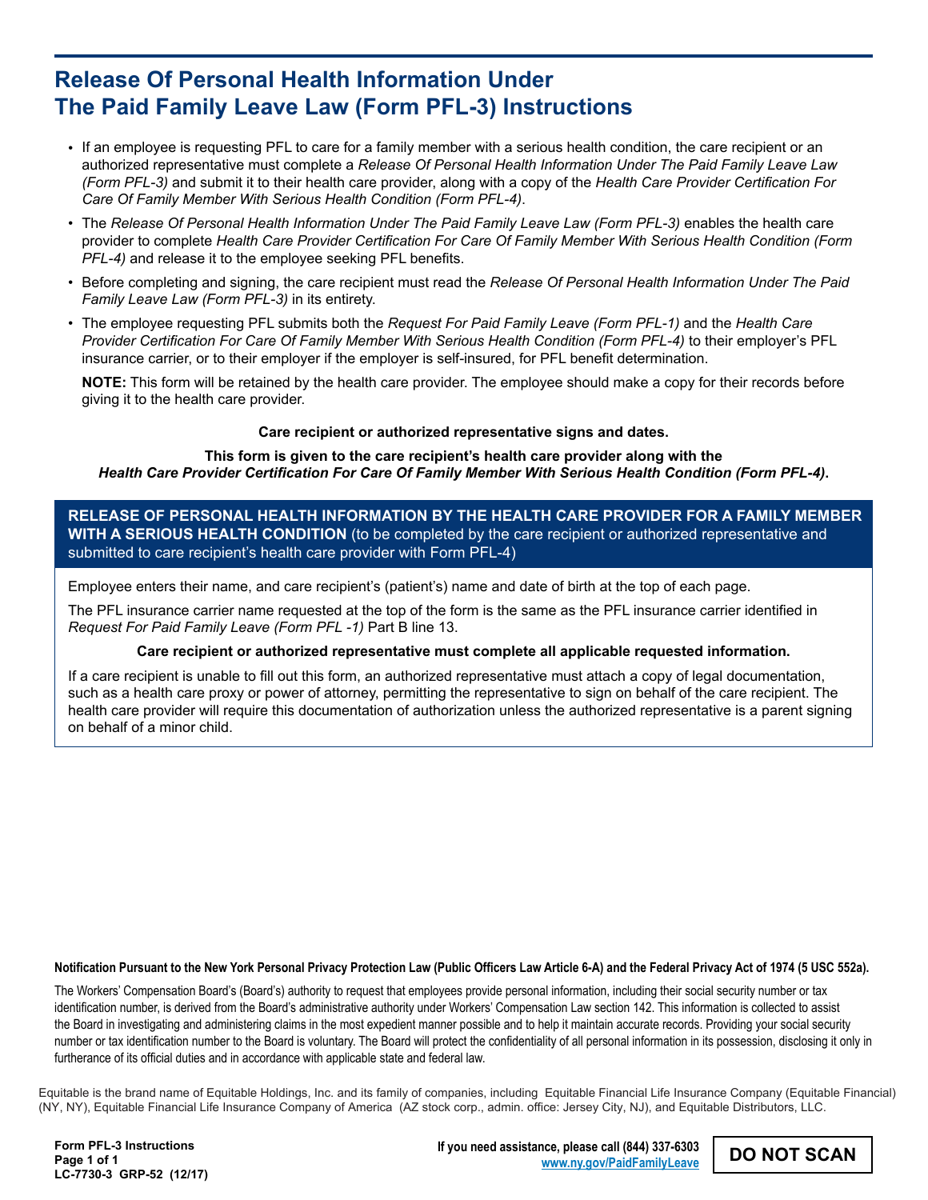# Release Of Personal Health Information Under The Paid Family Leave Law (Form PFL-3) Instructions

- If an employee is requesting PFL to care for a family member with a serious health condition, the care recipient or an authorized representative must complete a *Release Of Personal Health Information Under The Paid Family Leave Law (Form PFL-3)* and submit it to their health care provider, along with a copy of the *Health Care Provider Certification For Care Of Family Member With Serious Health Condition (Form PFL-4)*.
- The *Release Of Personal Health Information Under The Paid Family Leave Law (Form PFL-3)* enables the health care provider to complete *Health Care Provider Certification For Care Of Family Member With Serious Health Condition (Form PFL-4)* and release it to the employee seeking PFL benefits.
- Before completing and signing, the care recipient must read the *Release Of Personal Health Information Under The Paid Family Leave Law (Form PFL-3)* in its entirety.
- The employee requesting PFL submits both the *Request For Paid Family Leave (Form PFL-1)* and the *Health Care Provider Certification For Care Of Family Member With Serious Health Condition (Form PFL-4)* to their employer's PFL insurance carrier, or to their employer if the employer is self-insured, for PFL benefit determination.

  **NOTE:** This form will be retained by the health care provider. The employee should make a copy for their records before giving it to the health care provider.

**Care recipient or authorized representative signs and dates.**

**This form is given to the care recipient's health care provider along with the *Health Care Provider Certification For Care Of Family Member With Serious Health Condition (Form PFL-4)*.**

## RELEASE OF PERSONAL HEALTH INFORMATION BY THE HEALTH CARE PROVIDER FOR A FAMILY MEMBER WITH A SERIOUS HEALTH CONDITION (to be completed by the care recipient or authorized representative and submitted to care recipient's health care provider with Form PFL-4)

Employee enters their name, and care recipient's (patient's) name and date of birth at the top of each page.

The PFL insurance carrier name requested at the top of the form is the same as the PFL insurance carrier identified in *Request For Paid Family Leave (Form PFL -1)* Part B line 13.

**Care recipient or authorized representative must complete all applicable requested information.**

If a care recipient is unable to fill out this form, an authorized representative must attach a copy of legal documentation, such as a health care proxy or power of attorney, permitting the representative to sign on behalf of the care recipient. The health care provider will require this documentation of authorization unless the authorized representative is a parent signing on behalf of a minor child.

**Notification Pursuant to the New York Personal Privacy Protection Law (Public Officers Law Article 6-A) and the Federal Privacy Act of 1974 (5 USC 552a).**

The Workers' Compensation Board's (Board's) authority to request that employees provide personal information, including their social security number or tax identification number, is derived from the Board's administrative authority under Workers' Compensation Law section 142. This information is collected to assist the Board in investigating and administering claims in the most expedient manner possible and to help it maintain accurate records. Providing your social security number or tax identification number to the Board is voluntary. The Board will protect the confidentiality of all personal information in its possession, disclosing it only in furtherance of its official duties and in accordance with applicable state and federal law.

Equitable is the brand name of Equitable Holdings, Inc. and its family of companies, including Equitable Financial Life Insurance Company (Equitable Financial) (NY, NY), Equitable Financial Life Insurance Company of America (AZ stock corp., admin. office: Jersey City, NJ), and Equitable Distributors, LLC.

**Form PFL-3 Instructions**
**LC-7730-3 GRP-52 (12/17)**

**If you need assistance, please call (844) 337-6303**
**www.ny.gov/PaidFamilyLeave**

**DO NOT SCAN**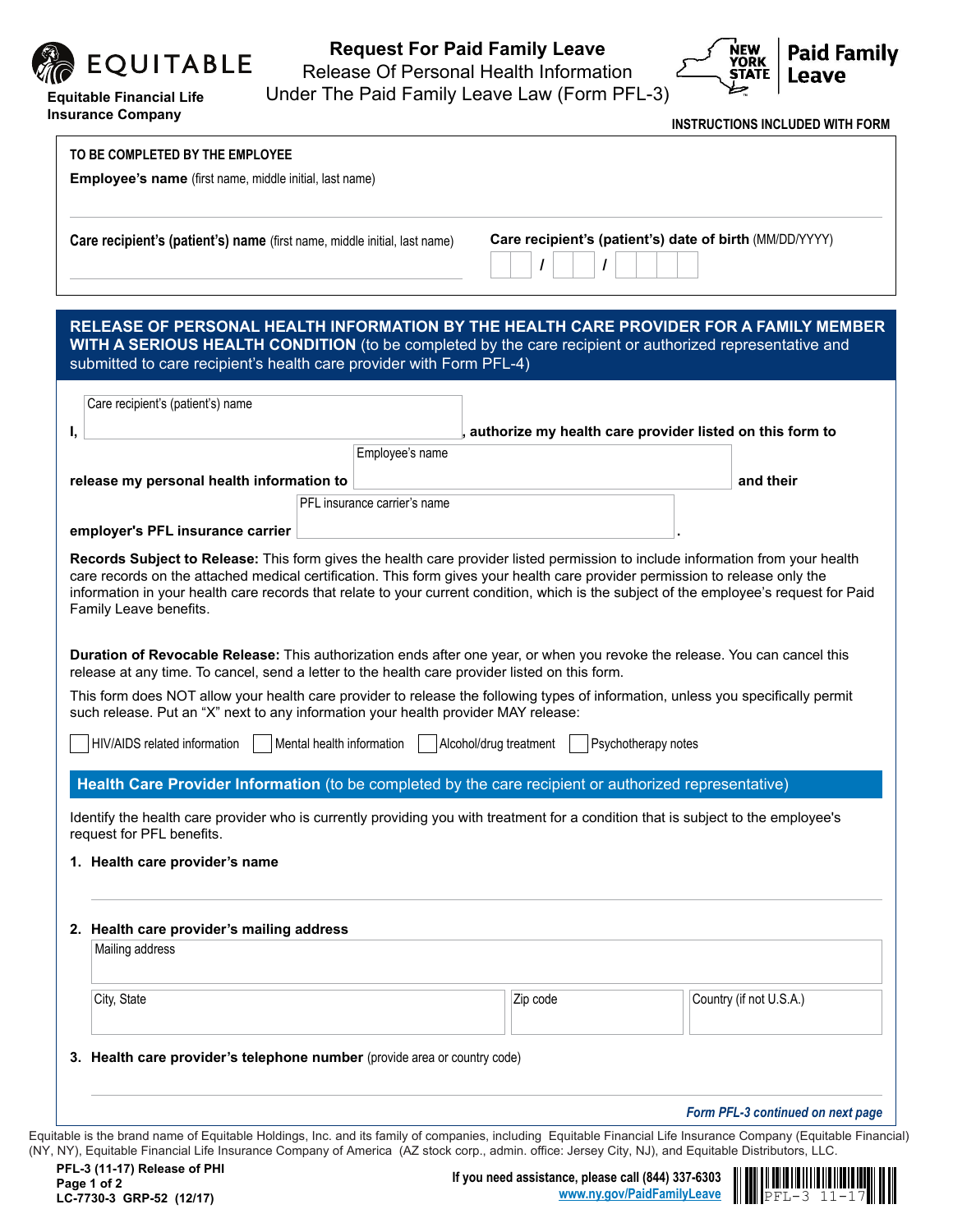**EQUITABLE**

**Equitable Financial Life Insurance Company**

# Request For Paid Family Leave

Release Of Personal Health Information Under The Paid Family Leave Law (Form PFL-3)

**NEW YORK STATE | Paid Family Leave**

**INSTRUCTIONS INCLUDED WITH FORM**

**TO BE COMPLETED BY THE EMPLOYEE**

**Employee's name** (first name, middle initial, last name)

**Care recipient's (patient's) name** (first name, middle initial, last name)

**Care recipient's (patient's) date of birth** (MM/DD/YYYY) ___ / ___ / ____

## RELEASE OF PERSONAL HEALTH INFORMATION BY THE HEALTH CARE PROVIDER FOR A FAMILY MEMBER WITH A SERIOUS HEALTH CONDITION (to be completed by the care recipient or authorized representative and submitted to care recipient's health care provider with Form PFL-4)

**I,** [Care recipient's (patient's) name] **, authorize my health care provider listed on this form to release my personal health information to** [Employee's name] **and their employer's PFL insurance carrier** [PFL insurance carrier's name] **.**

**Records Subject to Release:** This form gives the health care provider listed permission to include information from your health care records on the attached medical certification. This form gives your health care provider permission to release only the information in your health care records that relate to your current condition, which is the subject of the employee's request for Paid Family Leave benefits.

**Duration of Revocable Release:** This authorization ends after one year, or when you revoke the release. You can cancel this release at any time. To cancel, send a letter to the health care provider listed on this form.

This form does NOT allow your health care provider to release the following types of information, unless you specifically permit such release. Put an "X" next to any information your health provider MAY release:

- [ ] HIV/AIDS related information
- [ ] Mental health information
- [ ] Alcohol/drug treatment
- [ ] Psychotherapy notes

### Health Care Provider Information (to be completed by the care recipient or authorized representative)

Identify the health care provider who is currently providing you with treatment for a condition that is subject to the employee's request for PFL benefits.

1. **Health care provider's name**

2. **Health care provider's mailing address**

   Mailing address

   City, State | Zip code | Country (if not U.S.A.)

3. **Health care provider's telephone number** (provide area or country code)

*Form PFL-3 continued on next page*

Equitable is the brand name of Equitable Holdings, Inc. and its family of companies, including Equitable Financial Life Insurance Company (Equitable Financial) (NY, NY), Equitable Financial Life Insurance Company of America (AZ stock corp., admin. office: Jersey City, NJ), and Equitable Distributors, LLC.

**PFL-3 (11-17) Release of PHI**
**LC-7730-3 GRP-52 (12/17)**

**If you need assistance, please call (844) 337-6303**
www.ny.gov/PaidFamilyLeave

PFL-3 11-17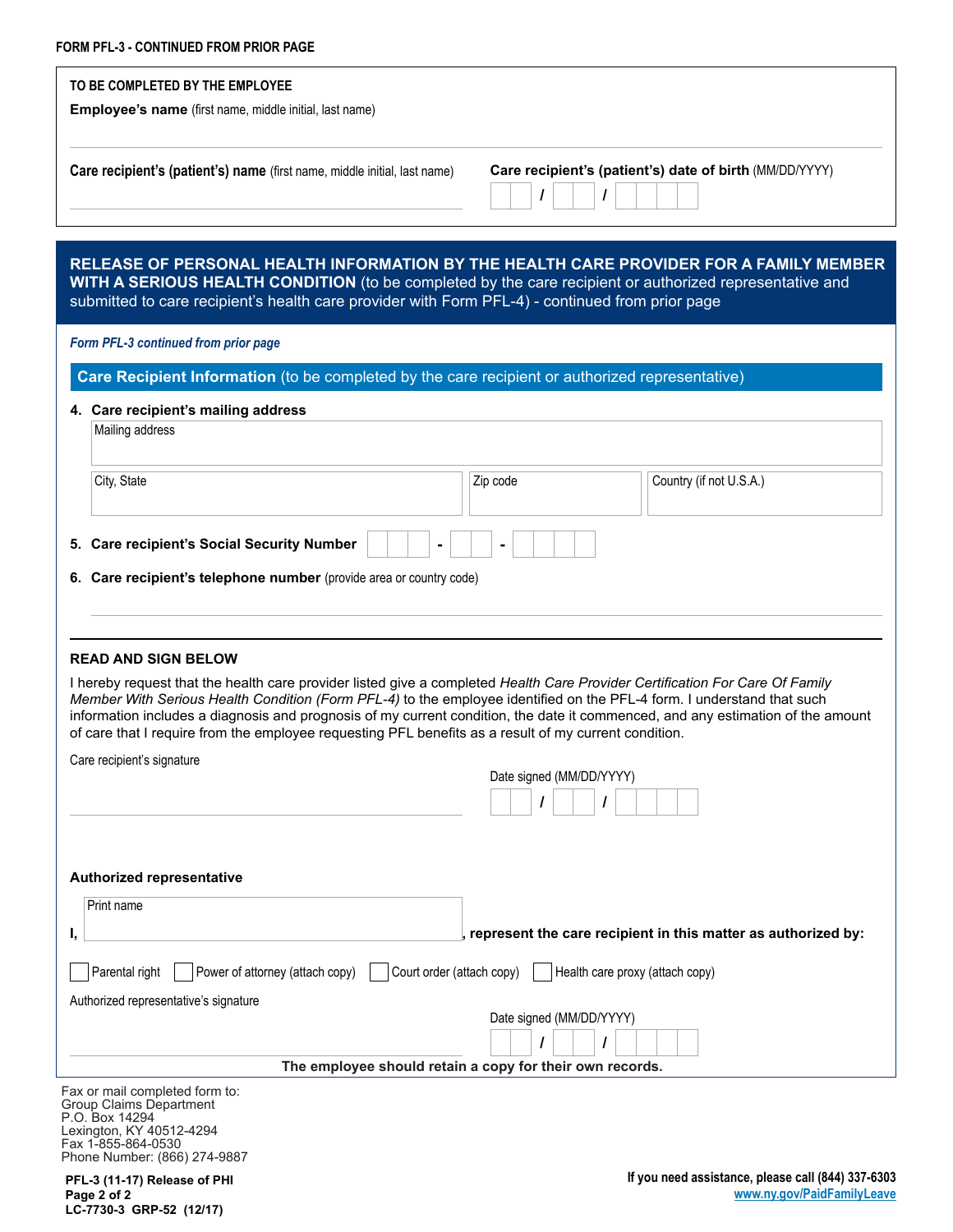FORM PFL-3 - CONTINUED FROM PRIOR PAGE

**TO BE COMPLETED BY THE EMPLOYEE**

**Employee's name** (first name, middle initial, last name)

**Care recipient's (patient's) name** (first name, middle initial, last name)

**Care recipient's (patient's) date of birth** (MM/DD/YYYY) __ __ / __ __ / __ __ __ __

## RELEASE OF PERSONAL HEALTH INFORMATION BY THE HEALTH CARE PROVIDER FOR A FAMILY MEMBER WITH A SERIOUS HEALTH CONDITION (to be completed by the care recipient or authorized representative and submitted to care recipient's health care provider with Form PFL-4) - continued from prior page

*Form PFL-3 continued from prior page*

### Care Recipient Information (to be completed by the care recipient or authorized representative)

**4. Care recipient's mailing address**

| Mailing address | | |
|---|---|---|
| City, State | Zip code | Country (if not U.S.A.) |

**5. Care recipient's Social Security Number** __ __ __ - __ __ - __ __ __ __

**6. Care recipient's telephone number** (provide area or country code)

### READ AND SIGN BELOW

I hereby request that the health care provider listed give a completed *Health Care Provider Certification For Care Of Family Member With Serious Health Condition (Form PFL-4)* to the employee identified on the PFL-4 form. I understand that such information includes a diagnosis and prognosis of my current condition, the date it commenced, and any estimation of the amount of care that I require from the employee requesting PFL benefits as a result of my current condition.

Care recipient's signature

Date signed (MM/DD/YYYY) __ __ / __ __ / __ __ __ __

**Authorized representative**

**I,** Print name ____________________**, represent the care recipient in this matter as authorized by:**

☐ Parental right ☐ Power of attorney (attach copy) ☐ Court order (attach copy) ☐ Health care proxy (attach copy)

Authorized representative's signature

Date signed (MM/DD/YYYY) __ __ / __ __ / __ __ __ __

**The employee should retain a copy for their own records.**

Fax or mail completed form to:
Group Claims Department
P.O. Box 14294
Lexington, KY 40512-4294
Fax 1-855-864-0530
Phone Number: (866) 274-9887

**PFL-3 (11-17) Release of PHI**
**LC-7730-3 GRP-52 (12/17)**

**If you need assistance, please call (844) 337-6303**
www.ny.gov/PaidFamilyLeave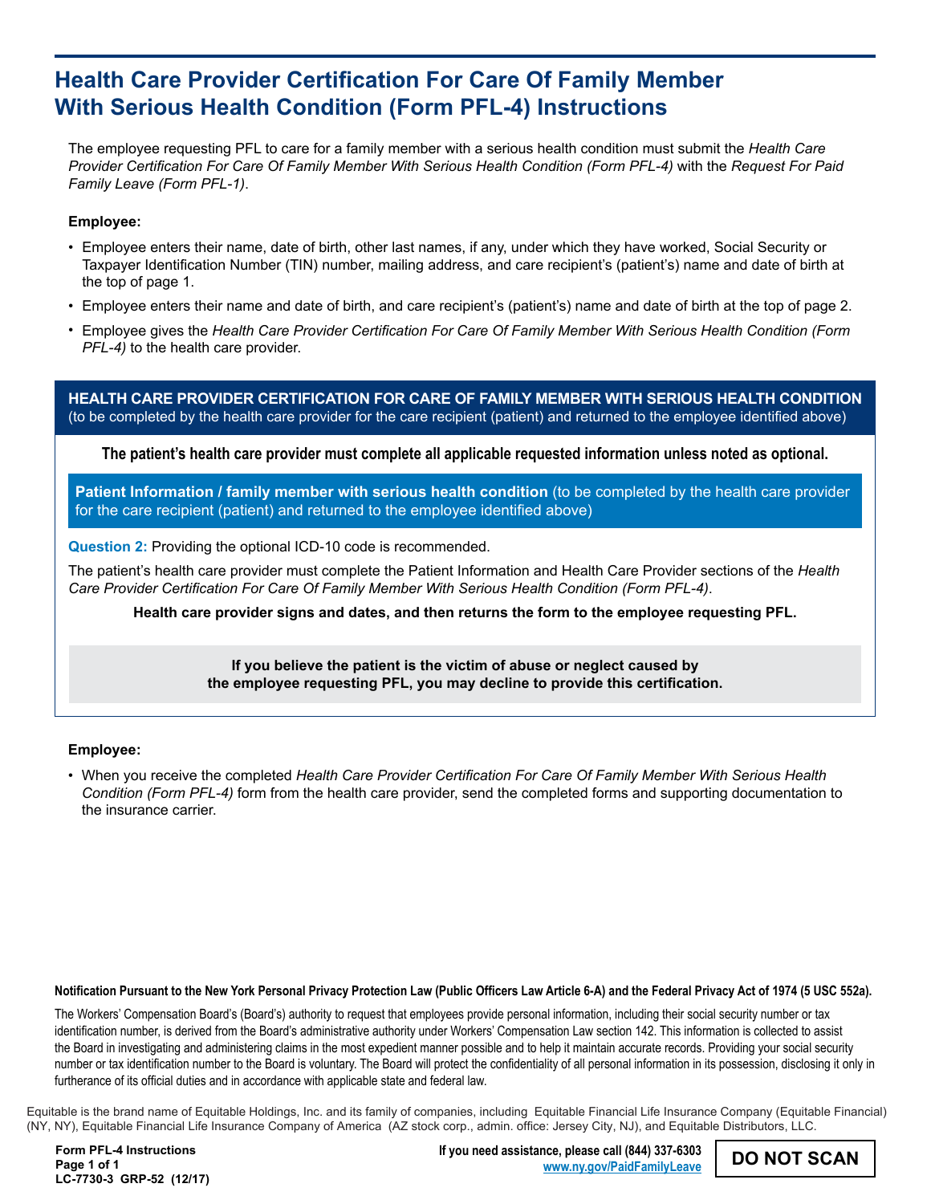# Health Care Provider Certification For Care Of Family Member With Serious Health Condition (Form PFL-4) Instructions

The employee requesting PFL to care for a family member with a serious health condition must submit the *Health Care Provider Certification For Care Of Family Member With Serious Health Condition (Form PFL-4)* with the *Request For Paid Family Leave (Form PFL-1)*.

**Employee:**

- Employee enters their name, date of birth, other last names, if any, under which they have worked, Social Security or Taxpayer Identification Number (TIN) number, mailing address, and care recipient's (patient's) name and date of birth at the top of page 1.
- Employee enters their name and date of birth, and care recipient's (patient's) name and date of birth at the top of page 2.
- Employee gives the *Health Care Provider Certification For Care Of Family Member With Serious Health Condition (Form PFL-4)* to the health care provider.

## HEALTH CARE PROVIDER CERTIFICATION FOR CARE OF FAMILY MEMBER WITH SERIOUS HEALTH CONDITION

(to be completed by the health care provider for the care recipient (patient) and returned to the employee identified above)

**The patient's health care provider must complete all applicable requested information unless noted as optional.**

### Patient Information / family member with serious health condition

(to be completed by the health care provider for the care recipient (patient) and returned to the employee identified above)

**Question 2:** Providing the optional ICD-10 code is recommended.

The patient's health care provider must complete the Patient Information and Health Care Provider sections of the *Health Care Provider Certification For Care Of Family Member With Serious Health Condition (Form PFL-4)*.

**Health care provider signs and dates, and then returns the form to the employee requesting PFL.**

**If you believe the patient is the victim of abuse or neglect caused by the employee requesting PFL, you may decline to provide this certification.**

**Employee:**

- When you receive the completed *Health Care Provider Certification For Care Of Family Member With Serious Health Condition (Form PFL-4)* form from the health care provider, send the completed forms and supporting documentation to the insurance carrier.

**Notification Pursuant to the New York Personal Privacy Protection Law (Public Officers Law Article 6-A) and the Federal Privacy Act of 1974 (5 USC 552a).**

The Workers' Compensation Board's (Board's) authority to request that employees provide personal information, including their social security number or tax identification number, is derived from the Board's administrative authority under Workers' Compensation Law section 142. This information is collected to assist the Board in investigating and administering claims in the most expedient manner possible and to help it maintain accurate records. Providing your social security number or tax identification number to the Board is voluntary. The Board will protect the confidentiality of all personal information in its possession, disclosing it only in furtherance of its official duties and in accordance with applicable state and federal law.

Equitable is the brand name of Equitable Holdings, Inc. and its family of companies, including Equitable Financial Life Insurance Company (Equitable Financial) (NY, NY), Equitable Financial Life Insurance Company of America (AZ stock corp., admin. office: Jersey City, NJ), and Equitable Distributors, LLC.

**Form PFL-4 Instructions**
**LC-7730-3 GRP-52 (12/17)**

**If you need assistance, please call (844) 337-6303**
www.ny.gov/PaidFamilyLeave

**DO NOT SCAN**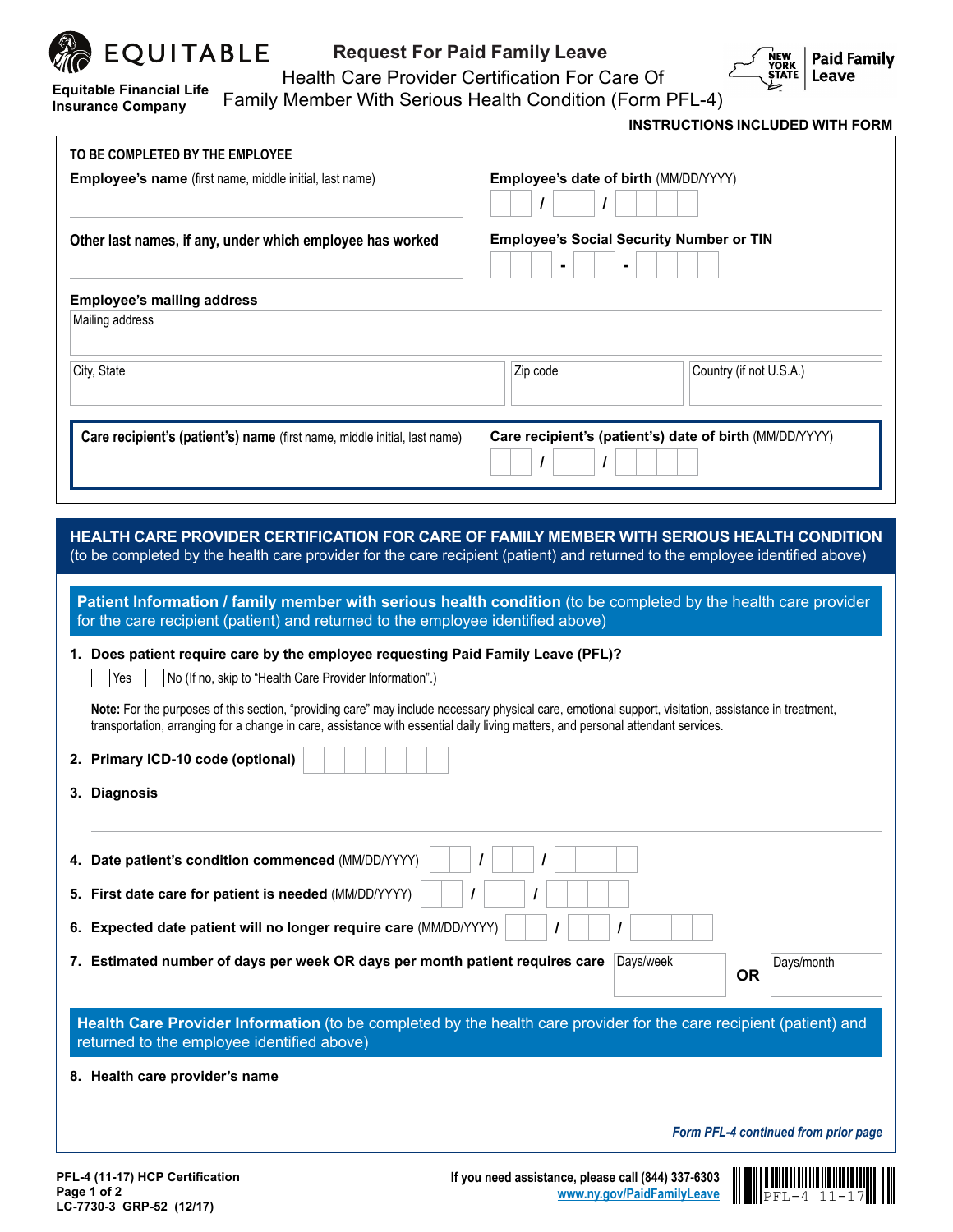Equitable Financial Life Insurance Company

# Request For Paid Family Leave

## Health Care Provider Certification For Care Of Family Member With Serious Health Condition (Form PFL-4)

New York State Paid Family Leave

**INSTRUCTIONS INCLUDED WITH FORM**

**TO BE COMPLETED BY THE EMPLOYEE**

**Employee's name** (first name, middle initial, last name)

**Employee's date of birth** (MM/DD/YYYY) ___ / ___ / ____

**Other last names, if any, under which employee has worked**

**Employee's Social Security Number or TIN** ___ - __ - ____

**Employee's mailing address**

Mailing address

City, State | Zip code | Country (if not U.S.A.)

**Care recipient's (patient's) name** (first name, middle initial, last name)

**Care recipient's (patient's) date of birth** (MM/DD/YYYY) ___ / ___ / ____

## HEALTH CARE PROVIDER CERTIFICATION FOR CARE OF FAMILY MEMBER WITH SERIOUS HEALTH CONDITION

(to be completed by the health care provider for the care recipient (patient) and returned to the employee identified above)

### Patient Information / family member with serious health condition

(to be completed by the health care provider for the care recipient (patient) and returned to the employee identified above)

1. **Does patient require care by the employee requesting Paid Family Leave (PFL)?**

   ☐ Yes ☐ No (If no, skip to "Health Care Provider Information".)

   **Note:** For the purposes of this section, "providing care" may include necessary physical care, emotional support, visitation, assistance in treatment, transportation, arranging for a change in care, assistance with essential daily living matters, and personal attendant services.

2. **Primary ICD-10 code (optional)**

3. **Diagnosis**

4. **Date patient's condition commenced** (MM/DD/YYYY) ___ / ___ / ____

5. **First date care for patient is needed** (MM/DD/YYYY) ___ / ___ / ____

6. **Expected date patient will no longer require care** (MM/DD/YYYY) ___ / ___ / ____

7. **Estimated number of days per week OR days per month patient requires care** Days/week **OR** Days/month

### Health Care Provider Information

(to be completed by the health care provider for the care recipient (patient) and returned to the employee identified above)

8. **Health care provider's name**

*Form PFL-4 continued from prior page*

PFL-4 (11-17) HCP Certification
LC-7730-3 GRP-52 (12/17)

If you need assistance, please call (844) 337-6303
www.ny.gov/PaidFamilyLeave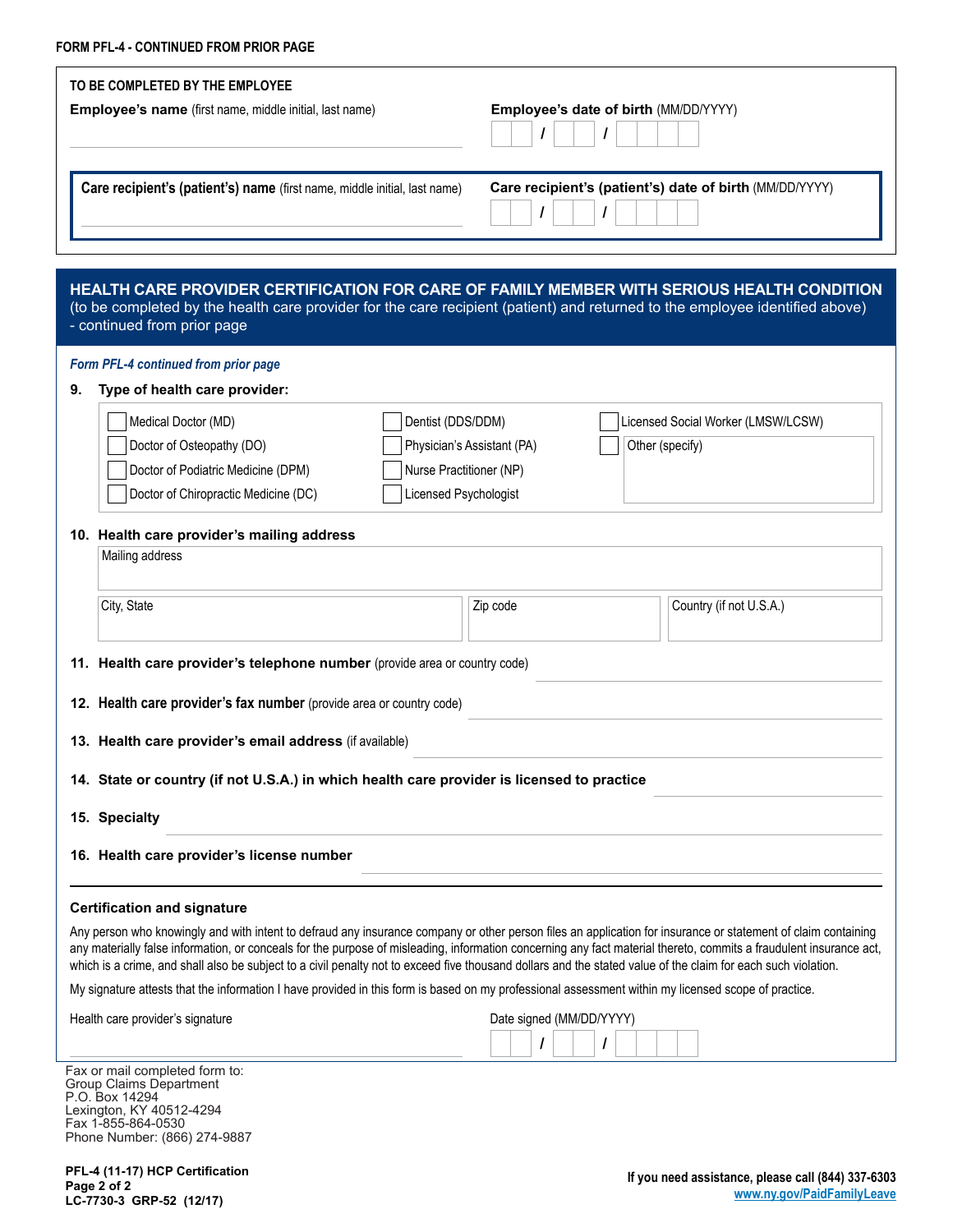**FORM PFL-4 - CONTINUED FROM PRIOR PAGE**

**TO BE COMPLETED BY THE EMPLOYEE**

**Employee's name** (first name, middle initial, last name)

**Employee's date of birth** (MM/DD/YYYY) ___ / ___ / ______

**Care recipient's (patient's) name** (first name, middle initial, last name)

**Care recipient's (patient's) date of birth** (MM/DD/YYYY) ___ / ___ / ______

## HEALTH CARE PROVIDER CERTIFICATION FOR CARE OF FAMILY MEMBER WITH SERIOUS HEALTH CONDITION

(to be completed by the health care provider for the care recipient (patient) and returned to the employee identified above) - continued from prior page

*Form PFL-4 continued from prior page*

**9. Type of health care provider:**

- ☐ Medical Doctor (MD)
- ☐ Doctor of Osteopathy (DO)
- ☐ Doctor of Podiatric Medicine (DPM)
- ☐ Doctor of Chiropractic Medicine (DC)
- ☐ Dentist (DDS/DDM)
- ☐ Physician's Assistant (PA)
- ☐ Nurse Practitioner (NP)
- ☐ Licensed Psychologist
- ☐ Licensed Social Worker (LMSW/LCSW)
- ☐ Other (specify)

**10. Health care provider's mailing address**

Mailing address

City, State | Zip code | Country (if not U.S.A.)

**11. Health care provider's telephone number** (provide area or country code)

**12. Health care provider's fax number** (provide area or country code)

**13. Health care provider's email address** (if available)

**14. State or country (if not U.S.A.) in which health care provider is licensed to practice**

**15. Specialty**

**16. Health care provider's license number**

### Certification and signature

Any person who knowingly and with intent to defraud any insurance company or other person files an application for insurance or statement of claim containing any materially false information, or conceals for the purpose of misleading, information concerning any fact material thereto, commits a fraudulent insurance act, which is a crime, and shall also be subject to a civil penalty not to exceed five thousand dollars and the stated value of the claim for each such violation.

My signature attests that the information I have provided in this form is based on my professional assessment within my licensed scope of practice.

Health care provider's signature

Date signed (MM/DD/YYYY) ___ / ___ / ______

Fax or mail completed form to:
Group Claims Department
P.O. Box 14294
Lexington, KY 40512-4294
Fax 1-855-864-0530
Phone Number: (866) 274-9887

**PFL-4 (11-17) HCP Certification**
**LC-7730-3 GRP-52 (12/17)**

**If you need assistance, please call (844) 337-6303**
www.ny.gov/PaidFamilyLeave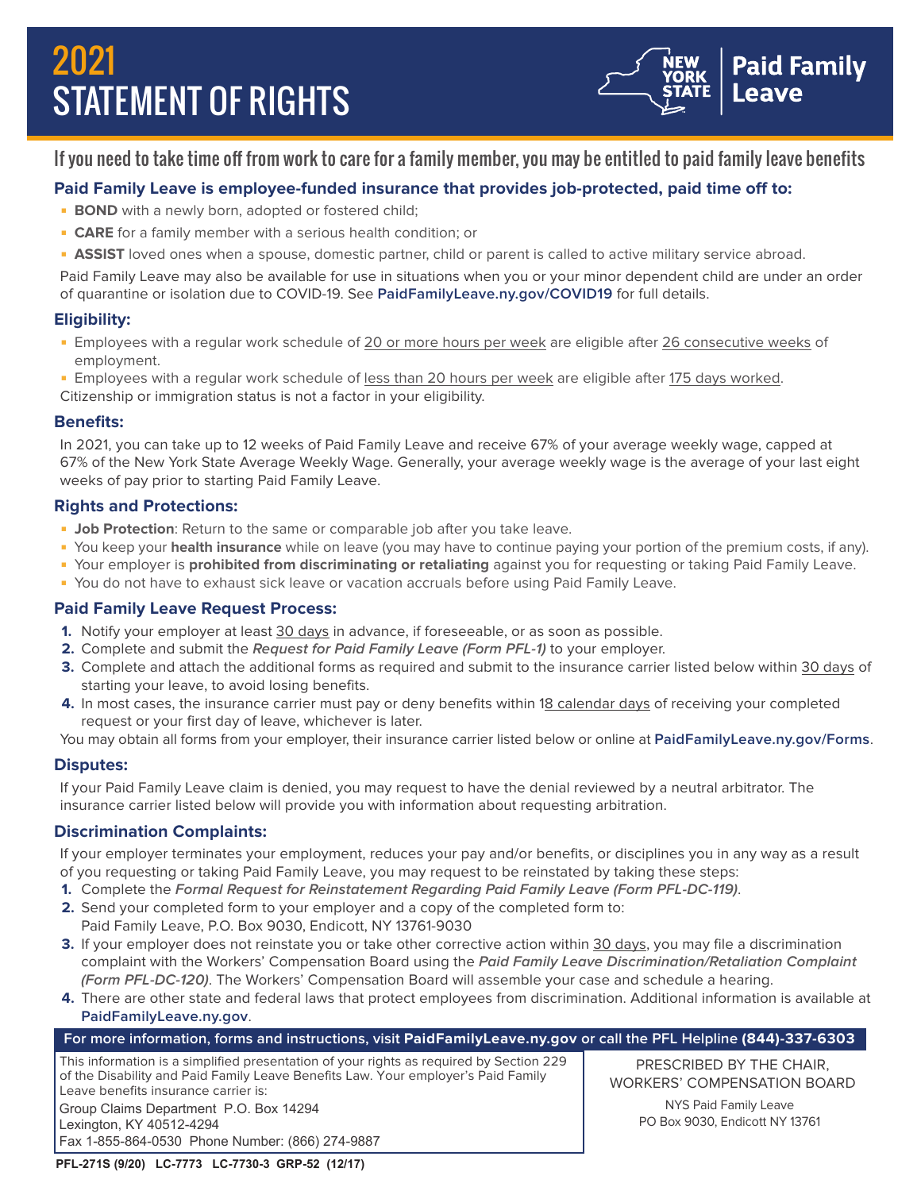# 2021 STATEMENT OF RIGHTS

NEW YORK STATE | Paid Family Leave

## If you need to take time off from work to care for a family member, you may be entitled to paid family leave benefits

### Paid Family Leave is employee-funded insurance that provides job-protected, paid time off to:

- **BOND** with a newly born, adopted or fostered child;
- **CARE** for a family member with a serious health condition; or
- **ASSIST** loved ones when a spouse, domestic partner, child or parent is called to active military service abroad.

Paid Family Leave may also be available for use in situations when you or your minor dependent child are under an order of quarantine or isolation due to COVID-19. See **PaidFamilyLeave.ny.gov/COVID19** for full details.

### Eligibility:

- Employees with a regular work schedule of 20 or more hours per week are eligible after 26 consecutive weeks of employment.
- Employees with a regular work schedule of less than 20 hours per week are eligible after 175 days worked.

Citizenship or immigration status is not a factor in your eligibility.

### Benefits:

In 2021, you can take up to 12 weeks of Paid Family Leave and receive 67% of your average weekly wage, capped at 67% of the New York State Average Weekly Wage. Generally, your average weekly wage is the average of your last eight weeks of pay prior to starting Paid Family Leave.

### Rights and Protections:

- **Job Protection**: Return to the same or comparable job after you take leave.
- You keep your **health insurance** while on leave (you may have to continue paying your portion of the premium costs, if any).
- Your employer is **prohibited from discriminating or retaliating** against you for requesting or taking Paid Family Leave.
- You do not have to exhaust sick leave or vacation accruals before using Paid Family Leave.

### Paid Family Leave Request Process:

1. Notify your employer at least 30 days in advance, if foreseeable, or as soon as possible.
2. Complete and submit the ***Request for Paid Family Leave (Form PFL-1)*** to your employer.
3. Complete and attach the additional forms as required and submit to the insurance carrier listed below within 30 days of starting your leave, to avoid losing benefits.
4. In most cases, the insurance carrier must pay or deny benefits within 18 calendar days of receiving your completed request or your first day of leave, whichever is later.

You may obtain all forms from your employer, their insurance carrier listed below or online at **PaidFamilyLeave.ny.gov/Forms**.

### Disputes:

If your Paid Family Leave claim is denied, you may request to have the denial reviewed by a neutral arbitrator. The insurance carrier listed below will provide you with information about requesting arbitration.

### Discrimination Complaints:

If your employer terminates your employment, reduces your pay and/or benefits, or disciplines you in any way as a result of you requesting or taking Paid Family Leave, you may request to be reinstated by taking these steps:

1. Complete the ***Formal Request for Reinstatement Regarding Paid Family Leave (Form PFL-DC-119)***.
2. Send your completed form to your employer and a copy of the completed form to:
   Paid Family Leave, P.O. Box 9030, Endicott, NY 13761-9030
3. If your employer does not reinstate you or take other corrective action within 30 days, you may file a discrimination complaint with the Workers' Compensation Board using the ***Paid Family Leave Discrimination/Retaliation Complaint (Form PFL-DC-120)***. The Workers' Compensation Board will assemble your case and schedule a hearing.
4. There are other state and federal laws that protect employees from discrimination. Additional information is available at **PaidFamilyLeave.ny.gov**.

**For more information, forms and instructions, visit PaidFamilyLeave.ny.gov or call the PFL Helpline (844)-337-6303**

This information is a simplified presentation of your rights as required by Section 229 of the Disability and Paid Family Leave Benefits Law. Your employer's Paid Family Leave benefits insurance carrier is:

Group Claims Department P.O. Box 14294
Lexington, KY 40512-4294
Fax 1-855-864-0530 Phone Number: (866) 274-9887

PRESCRIBED BY THE CHAIR, WORKERS' COMPENSATION BOARD

NYS Paid Family Leave
PO Box 9030, Endicott NY 13761

**PFL-271S (9/20) LC-7773 LC-7730-3 GRP-52 (12/17)**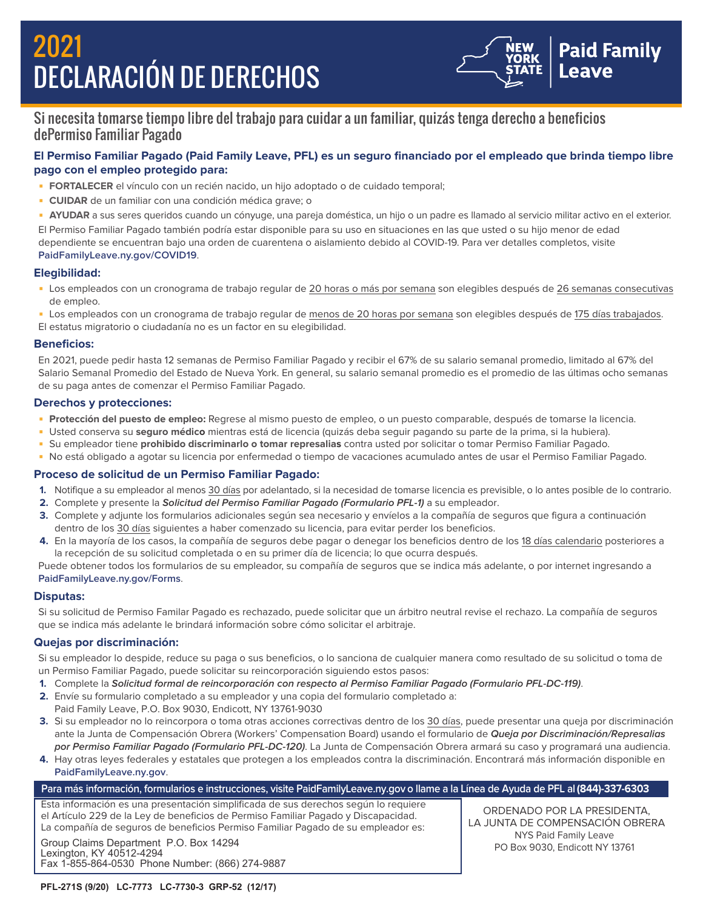# 2021 DECLARACIÓN DE DERECHOS

NEW YORK STATE | Paid Family Leave

## Si necesita tomarse tiempo libre del trabajo para cuidar a un familiar, quizás tenga derecho a beneficios dePermiso Familiar Pagado

**El Permiso Familiar Pagado (Paid Family Leave, PFL) es un seguro financiado por el empleado que brinda tiempo libre pago con el empleo protegido para:**

- **FORTALECER** el vínculo con un recién nacido, un hijo adoptado o de cuidado temporal;
- **CUIDAR** de un familiar con una condición médica grave; o
- **AYUDAR** a sus seres queridos cuando un cónyuge, una pareja doméstica, un hijo o un padre es llamado al servicio militar activo en el exterior.

El Permiso Familiar Pagado también podría estar disponible para su uso en situaciones en las que usted o su hijo menor de edad dependiente se encuentran bajo una orden de cuarentena o aislamiento debido al COVID-19. Para ver detalles completos, visite **PaidFamilyLeave.ny.gov/COVID19**.

### Elegibilidad:

- Los empleados con un cronograma de trabajo regular de 20 horas o más por semana son elegibles después de 26 semanas consecutivas de empleo.
- Los empleados con un cronograma de trabajo regular de menos de 20 horas por semana son elegibles después de 175 días trabajados.

El estatus migratorio o ciudadanía no es un factor en su elegibilidad.

### Beneficios:

En 2021, puede pedir hasta 12 semanas de Permiso Familiar Pagado y recibir el 67% de su salario semanal promedio, limitado al 67% del Salario Semanal Promedio del Estado de Nueva York. En general, su salario semanal promedio es el promedio de las últimas ocho semanas de su paga antes de comenzar el Permiso Familiar Pagado.

### Derechos y protecciones:

- **Protección del puesto de empleo:** Regrese al mismo puesto de empleo, o un puesto comparable, después de tomarse la licencia.
- Usted conserva su **seguro médico** mientras está de licencia (quizás deba seguir pagando su parte de la prima, si la hubiera).
- Su empleador tiene **prohibido discriminarlo o tomar represalias** contra usted por solicitar o tomar Permiso Familiar Pagado.
- No está obligado a agotar su licencia por enfermedad o tiempo de vacaciones acumulado antes de usar el Permiso Familiar Pagado.

### Proceso de solicitud de un Permiso Familiar Pagado:

1. Notifique a su empleador al menos 30 días por adelantado, si la necesidad de tomarse licencia es previsible, o lo antes posible de lo contrario.
2. Complete y presente la ***Solicitud del Permiso Familiar Pagado (Formulario PFL-1)*** a su empleador.
3. Complete y adjunte los formularios adicionales según sea necesario y envíelos a la compañía de seguros que figura a continuación dentro de los 30 días siguientes a haber comenzado su licencia, para evitar perder los beneficios.
4. En la mayoría de los casos, la compañía de seguros debe pagar o denegar los beneficios dentro de los 18 días calendario posteriores a la recepción de su solicitud completada o en su primer día de licencia; lo que ocurra después.

Puede obtener todos los formularios de su empleador, su compañía de seguros que se indica más adelante, o por internet ingresando a **PaidFamilyLeave.ny.gov/Forms**.

### Disputas:

Si su solicitud de Permiso Familar Pagado es rechazado, puede solicitar que un árbitro neutral revise el rechazo. La compañía de seguros que se indica más adelante le brindará información sobre cómo solicitar el arbitraje.

### Quejas por discriminación:

Si su empleador lo despide, reduce su paga o sus beneficios, o lo sanciona de cualquier manera como resultado de su solicitud o toma de un Permiso Familiar Pagado, puede solicitar su reincorporación siguiendo estos pasos:

1. Complete la ***Solicitud formal de reincorporación con respecto al Permiso Familiar Pagado (Formulario PFL-DC-119)***.
2. Envíe su formulario completado a su empleador y una copia del formulario completado a:
   Paid Family Leave, P.O. Box 9030, Endicott, NY 13761-9030
3. Si su empleador no lo reincorpora o toma otras acciones correctivas dentro de los 30 días, puede presentar una queja por discriminación ante la Junta de Compensación Obrera (Workers' Compensation Board) usando el formulario de ***Queja por Discriminación/Represalias por Permiso Familiar Pagado (Formulario PFL-DC-120)***. La Junta de Compensación Obrera armará su caso y programará una audiencia.
4. Hay otras leyes federales y estatales que protegen a los empleados contra la discriminación. Encontrará más información disponible en **PaidFamilyLeave.ny.gov**.

**Para más información, formularios e instrucciones, visite PaidFamilyLeave.ny.gov o llame a la Línea de Ayuda de PFL al (844)-337-6303**

Esta información es una presentación simplificada de sus derechos según lo requiere el Artículo 229 de la Ley de beneficios de Permiso Familiar Pagado y Discapacidad. La compañía de seguros de beneficios Permiso Familiar Pagado de su empleador es:

Group Claims Department P.O. Box 14294
Lexington, KY 40512-4294
Fax 1-855-864-0530 Phone Number: (866) 274-9887

ORDENADO POR LA PRESIDENTA,
LA JUNTA DE COMPENSACIÓN OBRERA
NYS Paid Family Leave
PO Box 9030, Endicott NY 13761

PFL-271S (9/20) LC-7773 LC-7730-3 GRP-52 (12/17)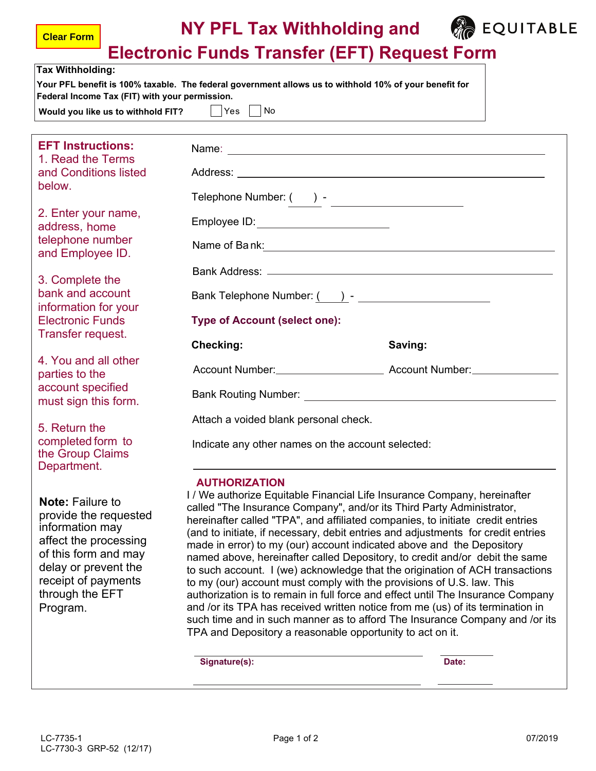Clear Form

# NY PFL Tax Withholding and Electronic Funds Transfer (EFT) Request Form

EQUITABLE

**Tax Withholding:**

**Your PFL benefit is 100% taxable. The federal government allows us to withhold 10% of your benefit for Federal Income Tax (FIT) with your permission.**

**Would you like us to withhold FIT?** ☐ Yes ☐ No

**EFT Instructions:**

1. Read the Terms and Conditions listed below.
2. Enter your name, address, home telephone number and Employee ID.
3. Complete the bank and account information for your Electronic Funds Transfer request.
4. You and all other parties to the account specified must sign this form.
5. Return the completed form to the Group Claims Department.

**Note:** Failure to provide the requested information may affect the processing of this form and may delay or prevent the receipt of payments through the EFT Program.

Name: ______________________________

Address: ______________________________

Telephone Number: ( ) - ______________

Employee ID: ______________

Name of Bank: ______________________________

Bank Address: ______________________________

Bank Telephone Number: ( ) - ______________

**Type of Account (select one):**

**Checking:** Account Number: ______________

**Saving:** Account Number: ______________

Bank Routing Number: ______________________________

Attach a voided blank personal check.

Indicate any other names on the account selected:

______________________________

**AUTHORIZATION**

I / We authorize Equitable Financial Life Insurance Company, hereinafter called "The Insurance Company", and/or its Third Party Administrator, hereinafter called "TPA", and affiliated companies, to initiate credit entries (and to initiate, if necessary, debit entries and adjustments for credit entries made in error) to my (our) account indicated above and the Depository named above, hereinafter called Depository, to credit and/or debit the same to such account. I (we) acknowledge that the origination of ACH transactions to my (our) account must comply with the provisions of U.S. law. This authorization is to remain in full force and effect until The Insurance Company and /or its TPA has received written notice from me (us) of its termination in such time and in such manner as to afford The Insurance Company and /or its TPA and Depository a reasonable opportunity to act on it.

**Signature(s):** ______________________________ **Date:** ______________

______________________________ ______________

LC-7735-1
LC-7730-3 GRP-52 (12/17)

07/2019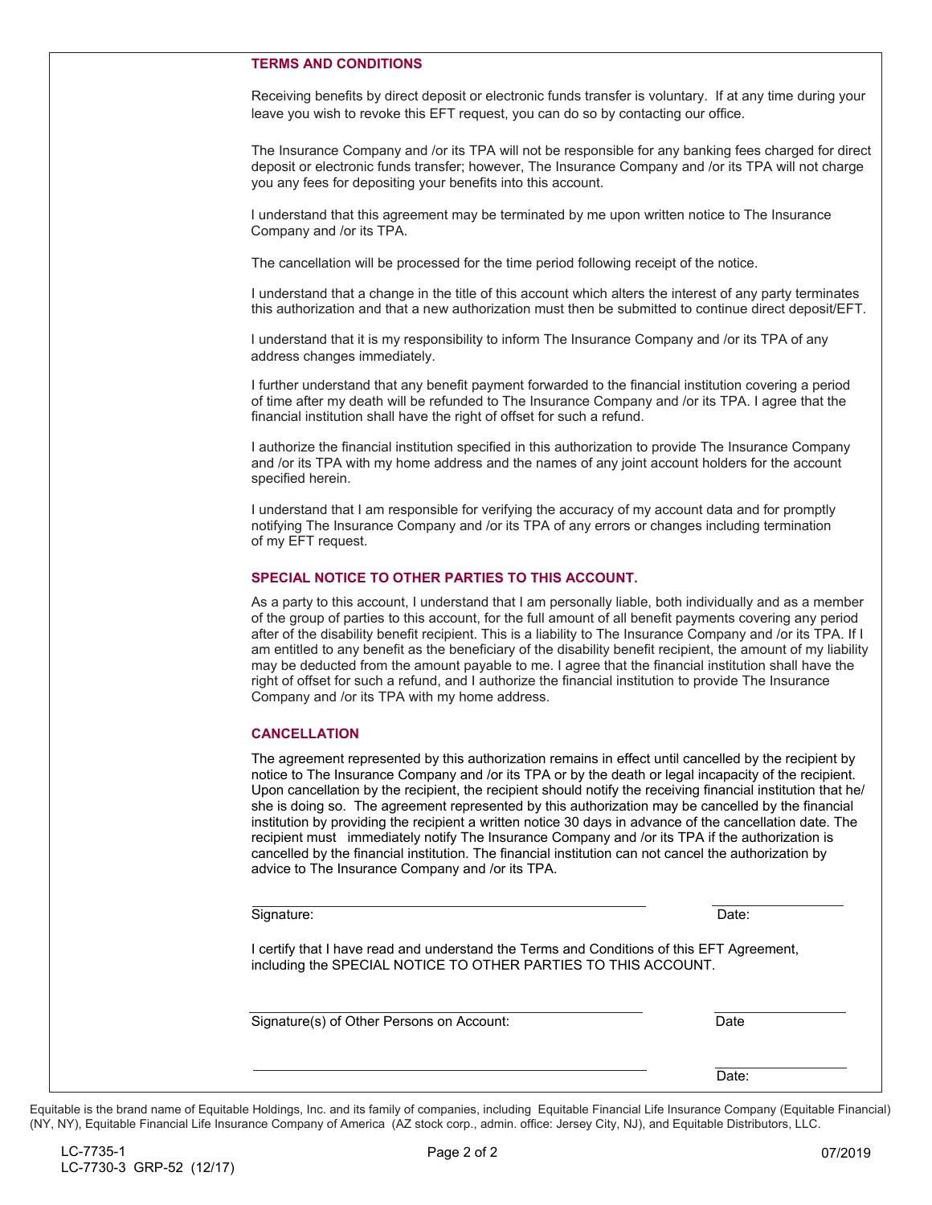### TERMS AND CONDITIONS

Receiving benefits by direct deposit or electronic funds transfer is voluntary. If at any time during your leave you wish to revoke this EFT request, you can do so by contacting our office.

The Insurance Company and /or its TPA will not be responsible for any banking fees charged for direct deposit or electronic funds transfer; however, The Insurance Company and /or its TPA will not charge you any fees for depositing your benefits into this account.

I understand that this agreement may be terminated by me upon written notice to The Insurance Company and /or its TPA.

The cancellation will be processed for the time period following receipt of the notice.

I understand that a change in the title of this account which alters the interest of any party terminates this authorization and that a new authorization must then be submitted to continue direct deposit/EFT.

I understand that it is my responsibility to inform The Insurance Company and /or its TPA of any address changes immediately.

I further understand that any benefit payment forwarded to the financial institution covering a period of time after my death will be refunded to The Insurance Company and /or its TPA. I agree that the financial institution shall have the right of offset for such a refund.

I authorize the financial institution specified in this authorization to provide The Insurance Company and /or its TPA with my home address and the names of any joint account holders for the account specified herein.

I understand that I am responsible for verifying the accuracy of my account data and for promptly notifying The Insurance Company and /or its TPA of any errors or changes including termination of my EFT request.

### SPECIAL NOTICE TO OTHER PARTIES TO THIS ACCOUNT.

As a party to this account, I understand that I am personally liable, both individually and as a member of the group of parties to this account, for the full amount of all benefit payments covering any period after of the disability benefit recipient. This is a liability to The Insurance Company and /or its TPA. If I am entitled to any benefit as the beneficiary of the disability benefit recipient, the amount of my liability may be deducted from the amount payable to me. I agree that the financial institution shall have the right of offset for such a refund, and I authorize the financial institution to provide The Insurance Company and /or its TPA with my home address.

### CANCELLATION

The agreement represented by this authorization remains in effect until cancelled by the recipient by notice to The Insurance Company and /or its TPA or by the death or legal incapacity of the recipient. Upon cancellation by the recipient, the recipient should notify the receiving financial institution that he/she is doing so. The agreement represented by this authorization may be cancelled by the financial institution by providing the recipient a written notice 30 days in advance of the cancellation date. The recipient must immediately notify The Insurance Company and /or its TPA if the authorization is cancelled by the financial institution. The financial institution can not cancel the authorization by advice to The Insurance Company and /or its TPA.

Signature: ______________________________ Date: ______________

I certify that I have read and understand the Terms and Conditions of this EFT Agreement, including the SPECIAL NOTICE TO OTHER PARTIES TO THIS ACCOUNT.

Signature(s) of Other Persons on Account: ______________________________ Date ______________

______________________________ Date: ______________

Equitable is the brand name of Equitable Holdings, Inc. and its family of companies, including Equitable Financial Life Insurance Company (Equitable Financial) (NY, NY), Equitable Financial Life Insurance Company of America (AZ stock corp., admin. office: Jersey City, NJ), and Equitable Distributors, LLC.

LC-7735-1
LC-7730-3 GRP-52 (12/17)

07/2019